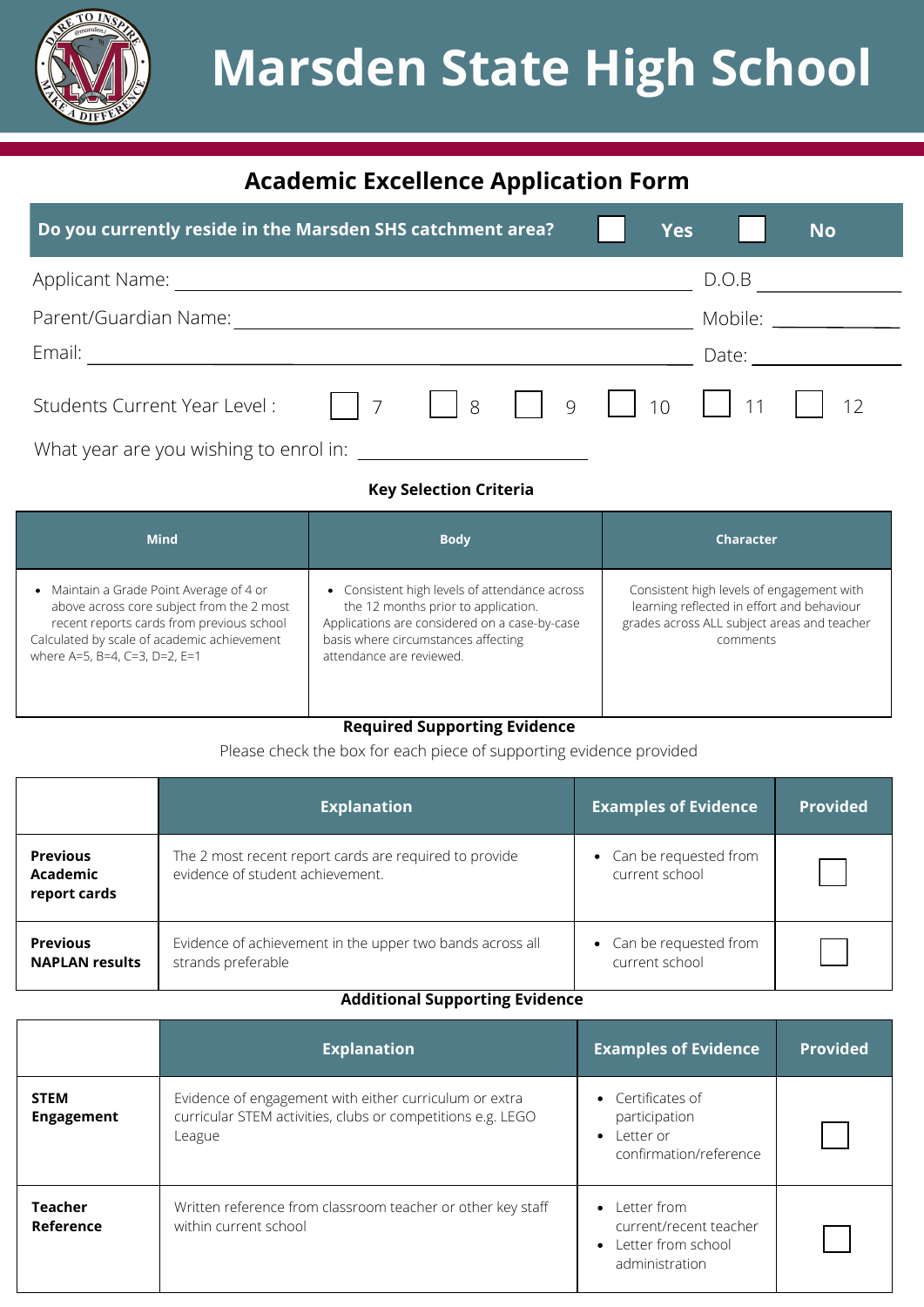# Marsden State High School

## Academic Excellence Application Form

**Do you currently reside in the Marsden SHS catchment area?** ☐ **Yes** ☐ **No**

Applicant Name: ____________________ D.O.B ____________

Parent/Guardian Name: ____________________ Mobile: ____________

Email: ____________________ Date: ____________

Students Current Year Level : ☐ 7 ☐ 8 ☐ 9 ☐ 10 ☐ 11 ☐ 12

What year are you wishing to enrol in: ____________________

**Key Selection Criteria**

| Mind | Body | Character |
|---|---|---|
| • Maintain a Grade Point Average of 4 or above across core subject from the 2 most recent reports cards from previous school Calculated by scale of academic achievement where A=5, B=4, C=3, D=2, E=1 | • Consistent high levels of attendance across the 12 months prior to application. Applications are considered on a case-by-case basis where circumstances affecting attendance are reviewed. | Consistent high levels of engagement with learning reflected in effort and behaviour grades across ALL subject areas and teacher comments |

**Required Supporting Evidence**

Please check the box for each piece of supporting evidence provided

| | Explanation | Examples of Evidence | Provided |
|---|---|---|---|
| **Previous Academic report cards** | The 2 most recent report cards are required to provide evidence of student achievement. | • Can be requested from current school | ☐ |
| **Previous NAPLAN results** | Evidence of achievement in the upper two bands across all strands preferable | • Can be requested from current school | ☐ |

**Additional Supporting Evidence**

| | Explanation | Examples of Evidence | Provided |
|---|---|---|---|
| **STEM Engagement** | Evidence of engagement with either curriculum or extra curricular STEM activities, clubs or competitions e.g. LEGO League | • Certificates of participation<br>• Letter or confirmation/reference | ☐ |
| **Teacher Reference** | Written reference from classroom teacher or other key staff within current school | • Letter from current/recent teacher<br>• Letter from school administration | ☐ |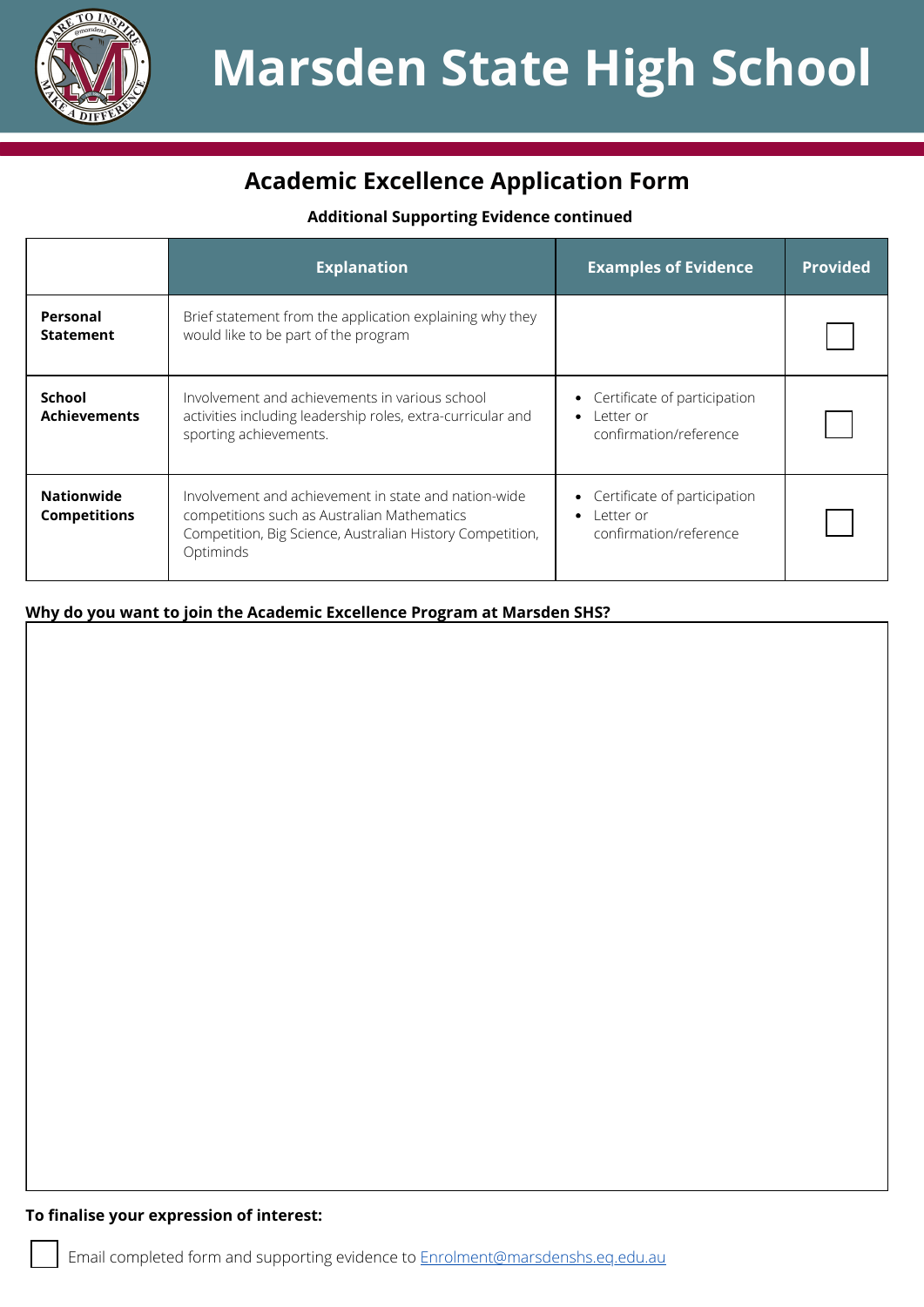# Marsden State High School

## Academic Excellence Application Form

**Additional Supporting Evidence continued**

| | Explanation | Examples of Evidence | Provided |
|---|---|---|---|
| **Personal Statement** | Brief statement from the application explaining why they would like to be part of the program | | ☐ |
| **School Achievements** | Involvement and achievements in various school activities including leadership roles, extra-curricular and sporting achievements. | • Certificate of participation<br>• Letter or confirmation/reference | ☐ |
| **Nationwide Competitions** | Involvement and achievement in state and nation-wide competitions such as Australian Mathematics Competition, Big Science, Australian History Competition, Optiminds | • Certificate of participation<br>• Letter or confirmation/reference | ☐ |

**Why do you want to join the Academic Excellence Program at Marsden SHS?**

**To finalise your expression of interest:**

☐ Email completed form and supporting evidence to Enrolment@marsdenshs.eq.edu.au